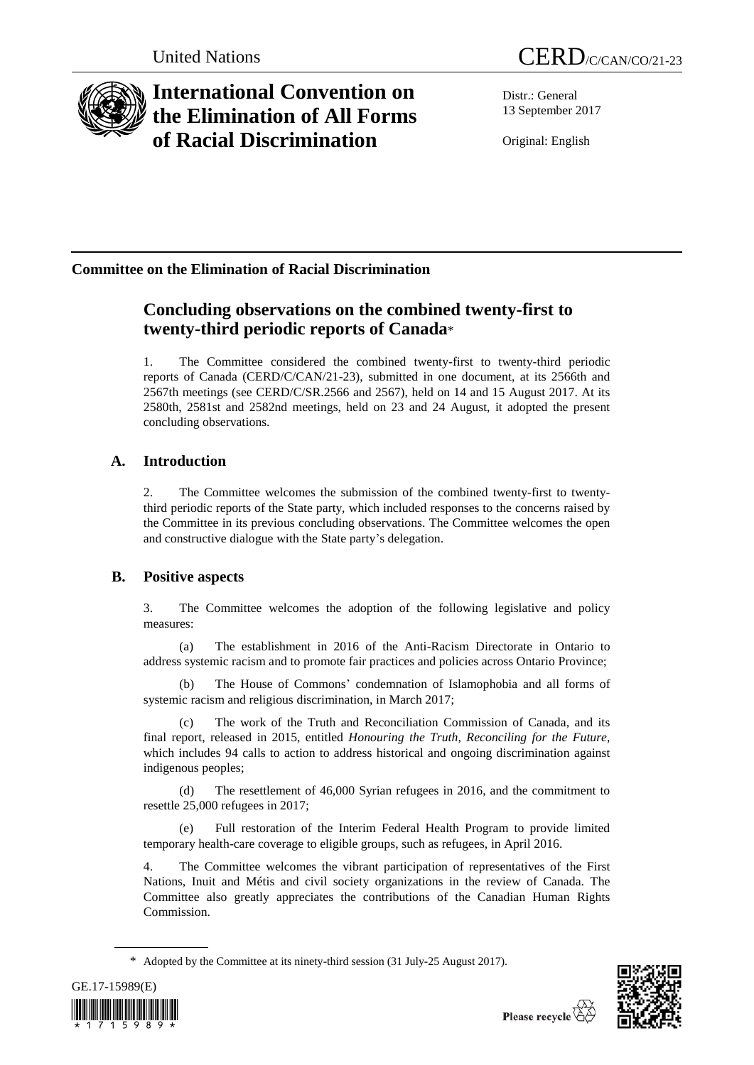United Nations

CERD/C/CAN/CO/21-23

# International Convention on the Elimination of All Forms of Racial Discrimination

Distr.: General
13 September 2017

Original: English

**Committee on the Elimination of Racial Discrimination**

## Concluding observations on the combined twenty-first to twenty-third periodic reports of Canada*

1. The Committee considered the combined twenty-first to twenty-third periodic reports of Canada (CERD/C/CAN/21-23), submitted in one document, at its 2566th and 2567th meetings (see CERD/C/SR.2566 and 2567), held on 14 and 15 August 2017. At its 2580th, 2581st and 2582nd meetings, held on 23 and 24 August, it adopted the present concluding observations.

### A. Introduction

2. The Committee welcomes the submission of the combined twenty-first to twenty-third periodic reports of the State party, which included responses to the concerns raised by the Committee in its previous concluding observations. The Committee welcomes the open and constructive dialogue with the State party's delegation.

### B. Positive aspects

3. The Committee welcomes the adoption of the following legislative and policy measures:

(a) The establishment in 2016 of the Anti-Racism Directorate in Ontario to address systemic racism and to promote fair practices and policies across Ontario Province;

(b) The House of Commons' condemnation of Islamophobia and all forms of systemic racism and religious discrimination, in March 2017;

(c) The work of the Truth and Reconciliation Commission of Canada, and its final report, released in 2015, entitled *Honouring the Truth, Reconciling for the Future*, which includes 94 calls to action to address historical and ongoing discrimination against indigenous peoples;

(d) The resettlement of 46,000 Syrian refugees in 2016, and the commitment to resettle 25,000 refugees in 2017;

(e) Full restoration of the Interim Federal Health Program to provide limited temporary health-care coverage to eligible groups, such as refugees, in April 2016.

4. The Committee welcomes the vibrant participation of representatives of the First Nations, Inuit and Métis and civil society organizations in the review of Canada. The Committee also greatly appreciates the contributions of the Canadian Human Rights Commission.

\* Adopted by the Committee at its ninety-third session (31 July-25 August 2017).

GE.17-15989(E)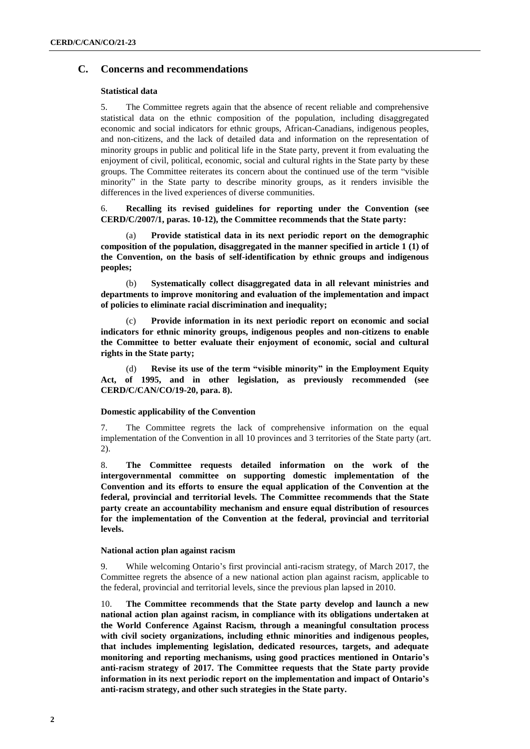## C. Concerns and recommendations

### Statistical data

5. The Committee regrets again that the absence of recent reliable and comprehensive statistical data on the ethnic composition of the population, including disaggregated economic and social indicators for ethnic groups, African-Canadians, indigenous peoples, and non-citizens, and the lack of detailed data and information on the representation of minority groups in public and political life in the State party, prevent it from evaluating the enjoyment of civil, political, economic, social and cultural rights in the State party by these groups. The Committee reiterates its concern about the continued use of the term "visible minority" in the State party to describe minority groups, as it renders invisible the differences in the lived experiences of diverse communities.

6. **Recalling its revised guidelines for reporting under the Convention (see CERD/C/2007/1, paras. 10-12), the Committee recommends that the State party:**

(a) **Provide statistical data in its next periodic report on the demographic composition of the population, disaggregated in the manner specified in article 1 (1) of the Convention, on the basis of self-identification by ethnic groups and indigenous peoples;**

(b) **Systematically collect disaggregated data in all relevant ministries and departments to improve monitoring and evaluation of the implementation and impact of policies to eliminate racial discrimination and inequality;**

(c) **Provide information in its next periodic report on economic and social indicators for ethnic minority groups, indigenous peoples and non-citizens to enable the Committee to better evaluate their enjoyment of economic, social and cultural rights in the State party;**

(d) **Revise its use of the term "visible minority" in the Employment Equity Act, of 1995, and in other legislation, as previously recommended (see CERD/C/CAN/CO/19-20, para. 8).**

### Domestic applicability of the Convention

7. The Committee regrets the lack of comprehensive information on the equal implementation of the Convention in all 10 provinces and 3 territories of the State party (art. 2).

8. **The Committee requests detailed information on the work of the intergovernmental committee on supporting domestic implementation of the Convention and its efforts to ensure the equal application of the Convention at the federal, provincial and territorial levels. The Committee recommends that the State party create an accountability mechanism and ensure equal distribution of resources for the implementation of the Convention at the federal, provincial and territorial levels.**

### National action plan against racism

9. While welcoming Ontario's first provincial anti-racism strategy, of March 2017, the Committee regrets the absence of a new national action plan against racism, applicable to the federal, provincial and territorial levels, since the previous plan lapsed in 2010.

10. **The Committee recommends that the State party develop and launch a new national action plan against racism, in compliance with its obligations undertaken at the World Conference Against Racism, through a meaningful consultation process with civil society organizations, including ethnic minorities and indigenous peoples, that includes implementing legislation, dedicated resources, targets, and adequate monitoring and reporting mechanisms, using good practices mentioned in Ontario's anti-racism strategy of 2017. The Committee requests that the State party provide information in its next periodic report on the implementation and impact of Ontario's anti-racism strategy, and other such strategies in the State party.**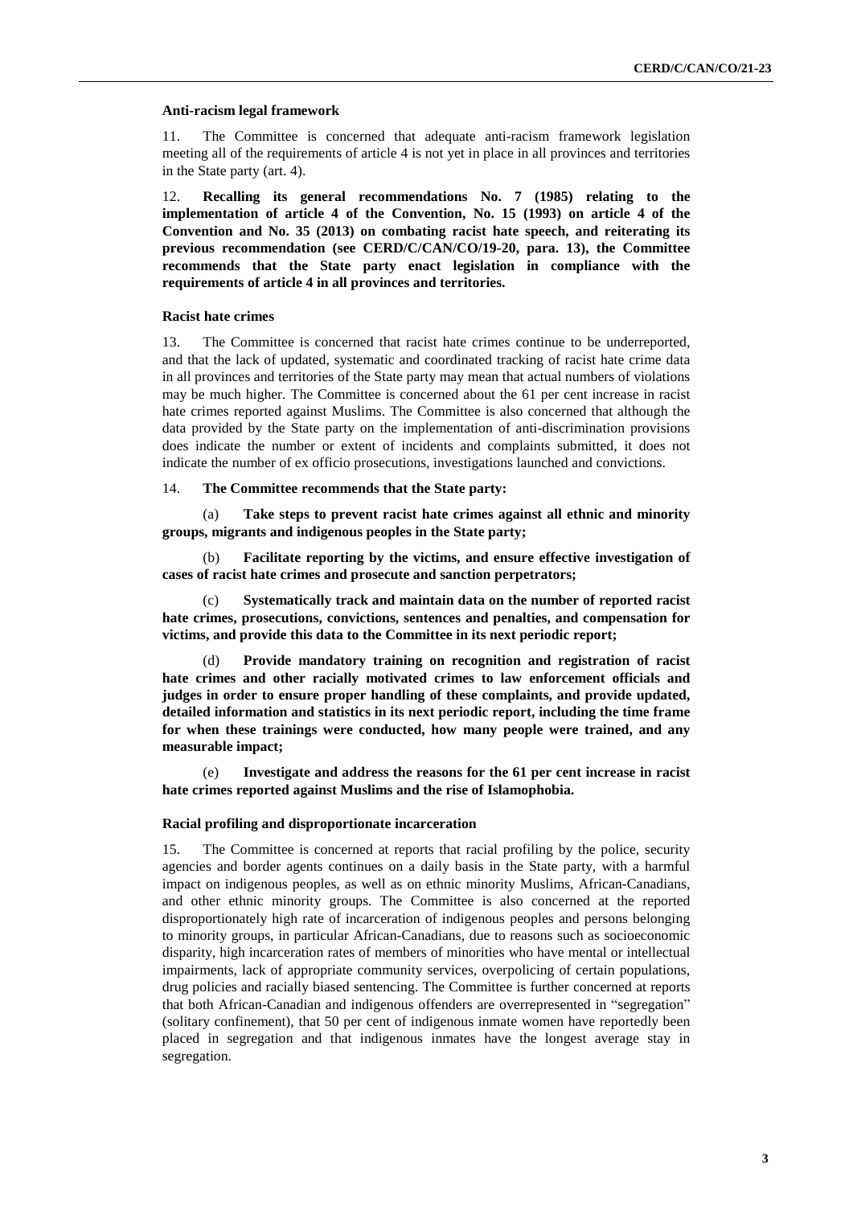### Anti-racism legal framework

11. The Committee is concerned that adequate anti-racism framework legislation meeting all of the requirements of article 4 is not yet in place in all provinces and territories in the State party (art. 4).

12. **Recalling its general recommendations No. 7 (1985) relating to the implementation of article 4 of the Convention, No. 15 (1993) on article 4 of the Convention and No. 35 (2013) on combating racist hate speech, and reiterating its previous recommendation (see CERD/C/CAN/CO/19-20, para. 13), the Committee recommends that the State party enact legislation in compliance with the requirements of article 4 in all provinces and territories.**

### Racist hate crimes

13. The Committee is concerned that racist hate crimes continue to be underreported, and that the lack of updated, systematic and coordinated tracking of racist hate crime data in all provinces and territories of the State party may mean that actual numbers of violations may be much higher. The Committee is concerned about the 61 per cent increase in racist hate crimes reported against Muslims. The Committee is also concerned that although the data provided by the State party on the implementation of anti-discrimination provisions does indicate the number or extent of incidents and complaints submitted, it does not indicate the number of ex officio prosecutions, investigations launched and convictions.

14. **The Committee recommends that the State party:**

(a) **Take steps to prevent racist hate crimes against all ethnic and minority groups, migrants and indigenous peoples in the State party;**

(b) **Facilitate reporting by the victims, and ensure effective investigation of cases of racist hate crimes and prosecute and sanction perpetrators;**

(c) **Systematically track and maintain data on the number of reported racist hate crimes, prosecutions, convictions, sentences and penalties, and compensation for victims, and provide this data to the Committee in its next periodic report;**

(d) **Provide mandatory training on recognition and registration of racist hate crimes and other racially motivated crimes to law enforcement officials and judges in order to ensure proper handling of these complaints, and provide updated, detailed information and statistics in its next periodic report, including the time frame for when these trainings were conducted, how many people were trained, and any measurable impact;**

(e) **Investigate and address the reasons for the 61 per cent increase in racist hate crimes reported against Muslims and the rise of Islamophobia.**

### Racial profiling and disproportionate incarceration

15. The Committee is concerned at reports that racial profiling by the police, security agencies and border agents continues on a daily basis in the State party, with a harmful impact on indigenous peoples, as well as on ethnic minority Muslims, African-Canadians, and other ethnic minority groups. The Committee is also concerned at the reported disproportionately high rate of incarceration of indigenous peoples and persons belonging to minority groups, in particular African-Canadians, due to reasons such as socioeconomic disparity, high incarceration rates of members of minorities who have mental or intellectual impairments, lack of appropriate community services, overpolicing of certain populations, drug policies and racially biased sentencing. The Committee is further concerned at reports that both African-Canadian and indigenous offenders are overrepresented in "segregation" (solitary confinement), that 50 per cent of indigenous inmate women have reportedly been placed in segregation and that indigenous inmates have the longest average stay in segregation.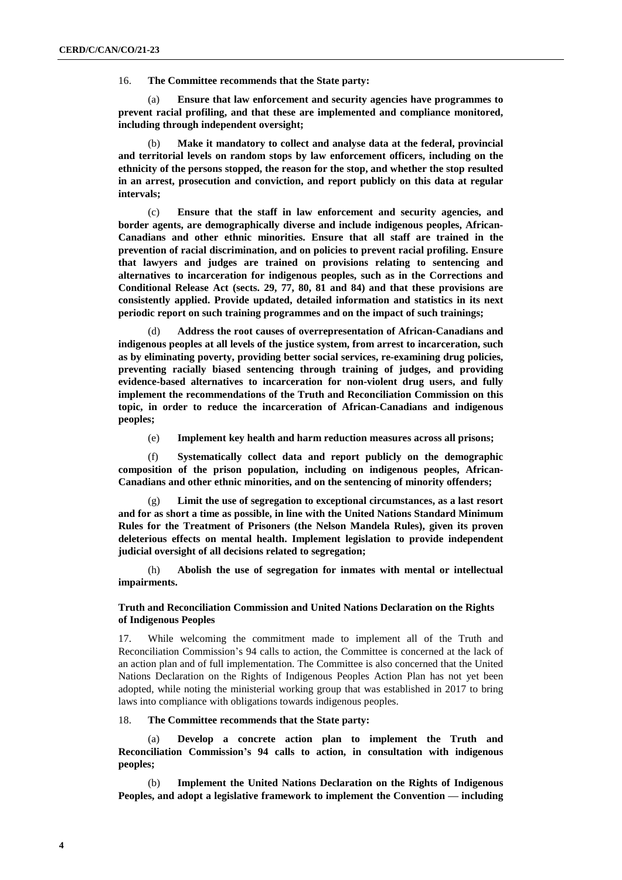16. **The Committee recommends that the State party:**

(a) **Ensure that law enforcement and security agencies have programmes to prevent racial profiling, and that these are implemented and compliance monitored, including through independent oversight;**

(b) **Make it mandatory to collect and analyse data at the federal, provincial and territorial levels on random stops by law enforcement officers, including on the ethnicity of the persons stopped, the reason for the stop, and whether the stop resulted in an arrest, prosecution and conviction, and report publicly on this data at regular intervals;**

(c) **Ensure that the staff in law enforcement and security agencies, and border agents, are demographically diverse and include indigenous peoples, African-Canadians and other ethnic minorities. Ensure that all staff are trained in the prevention of racial discrimination, and on policies to prevent racial profiling. Ensure that lawyers and judges are trained on provisions relating to sentencing and alternatives to incarceration for indigenous peoples, such as in the Corrections and Conditional Release Act (sects. 29, 77, 80, 81 and 84) and that these provisions are consistently applied. Provide updated, detailed information and statistics in its next periodic report on such training programmes and on the impact of such trainings;**

(d) **Address the root causes of overrepresentation of African-Canadians and indigenous peoples at all levels of the justice system, from arrest to incarceration, such as by eliminating poverty, providing better social services, re-examining drug policies, preventing racially biased sentencing through training of judges, and providing evidence-based alternatives to incarceration for non-violent drug users, and fully implement the recommendations of the Truth and Reconciliation Commission on this topic, in order to reduce the incarceration of African-Canadians and indigenous peoples;**

(e) **Implement key health and harm reduction measures across all prisons;**

(f) **Systematically collect data and report publicly on the demographic composition of the prison population, including on indigenous peoples, African-Canadians and other ethnic minorities, and on the sentencing of minority offenders;**

(g) **Limit the use of segregation to exceptional circumstances, as a last resort and for as short a time as possible, in line with the United Nations Standard Minimum Rules for the Treatment of Prisoners (the Nelson Mandela Rules), given its proven deleterious effects on mental health. Implement legislation to provide independent judicial oversight of all decisions related to segregation;**

(h) **Abolish the use of segregation for inmates with mental or intellectual impairments.**

### Truth and Reconciliation Commission and United Nations Declaration on the Rights of Indigenous Peoples

17. While welcoming the commitment made to implement all of the Truth and Reconciliation Commission's 94 calls to action, the Committee is concerned at the lack of an action plan and of full implementation. The Committee is also concerned that the United Nations Declaration on the Rights of Indigenous Peoples Action Plan has not yet been adopted, while noting the ministerial working group that was established in 2017 to bring laws into compliance with obligations towards indigenous peoples.

18. **The Committee recommends that the State party:**

(a) **Develop a concrete action plan to implement the Truth and Reconciliation Commission's 94 calls to action, in consultation with indigenous peoples;**

(b) **Implement the United Nations Declaration on the Rights of Indigenous Peoples, and adopt a legislative framework to implement the Convention — including**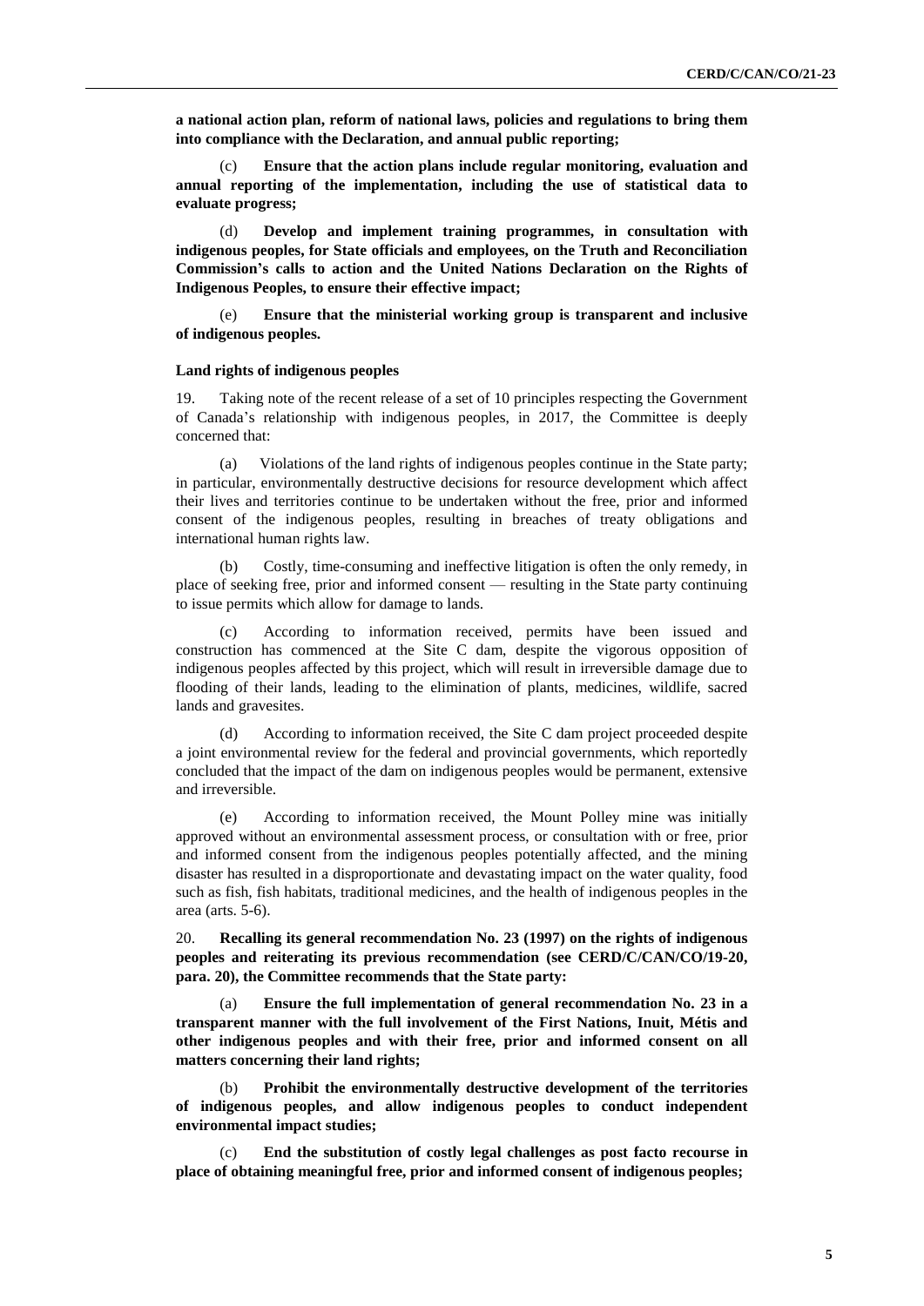**a national action plan, reform of national laws, policies and regulations to bring them into compliance with the Declaration, and annual public reporting;**

(c) **Ensure that the action plans include regular monitoring, evaluation and annual reporting of the implementation, including the use of statistical data to evaluate progress;**

(d) **Develop and implement training programmes, in consultation with indigenous peoples, for State officials and employees, on the Truth and Reconciliation Commission's calls to action and the United Nations Declaration on the Rights of Indigenous Peoples, to ensure their effective impact;**

(e) **Ensure that the ministerial working group is transparent and inclusive of indigenous peoples.**

#### Land rights of indigenous peoples

19. Taking note of the recent release of a set of 10 principles respecting the Government of Canada's relationship with indigenous peoples, in 2017, the Committee is deeply concerned that:

(a) Violations of the land rights of indigenous peoples continue in the State party; in particular, environmentally destructive decisions for resource development which affect their lives and territories continue to be undertaken without the free, prior and informed consent of the indigenous peoples, resulting in breaches of treaty obligations and international human rights law.

(b) Costly, time-consuming and ineffective litigation is often the only remedy, in place of seeking free, prior and informed consent — resulting in the State party continuing to issue permits which allow for damage to lands.

(c) According to information received, permits have been issued and construction has commenced at the Site C dam, despite the vigorous opposition of indigenous peoples affected by this project, which will result in irreversible damage due to flooding of their lands, leading to the elimination of plants, medicines, wildlife, sacred lands and gravesites.

(d) According to information received, the Site C dam project proceeded despite a joint environmental review for the federal and provincial governments, which reportedly concluded that the impact of the dam on indigenous peoples would be permanent, extensive and irreversible.

(e) According to information received, the Mount Polley mine was initially approved without an environmental assessment process, or consultation with or free, prior and informed consent from the indigenous peoples potentially affected, and the mining disaster has resulted in a disproportionate and devastating impact on the water quality, food such as fish, fish habitats, traditional medicines, and the health of indigenous peoples in the area (arts. 5-6).

20. **Recalling its general recommendation No. 23 (1997) on the rights of indigenous peoples and reiterating its previous recommendation (see CERD/C/CAN/CO/19-20, para. 20), the Committee recommends that the State party:**

(a) **Ensure the full implementation of general recommendation No. 23 in a transparent manner with the full involvement of the First Nations, Inuit, Métis and other indigenous peoples and with their free, prior and informed consent on all matters concerning their land rights;**

(b) **Prohibit the environmentally destructive development of the territories of indigenous peoples, and allow indigenous peoples to conduct independent environmental impact studies;**

(c) **End the substitution of costly legal challenges as post facto recourse in place of obtaining meaningful free, prior and informed consent of indigenous peoples;**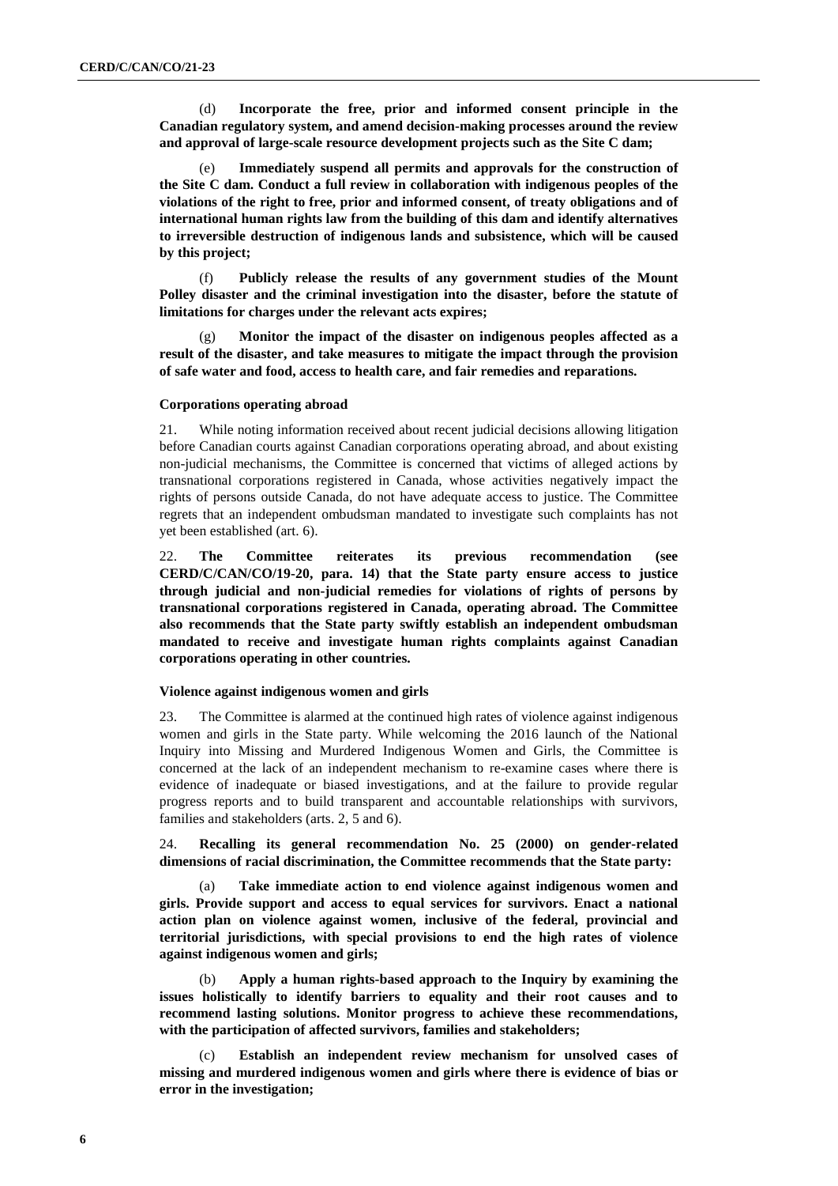(d) **Incorporate the free, prior and informed consent principle in the Canadian regulatory system, and amend decision-making processes around the review and approval of large-scale resource development projects such as the Site C dam;**

(e) **Immediately suspend all permits and approvals for the construction of the Site C dam. Conduct a full review in collaboration with indigenous peoples of the violations of the right to free, prior and informed consent, of treaty obligations and of international human rights law from the building of this dam and identify alternatives to irreversible destruction of indigenous lands and subsistence, which will be caused by this project;**

(f) **Publicly release the results of any government studies of the Mount Polley disaster and the criminal investigation into the disaster, before the statute of limitations for charges under the relevant acts expires;**

(g) **Monitor the impact of the disaster on indigenous peoples affected as a result of the disaster, and take measures to mitigate the impact through the provision of safe water and food, access to health care, and fair remedies and reparations.**

### Corporations operating abroad

21. While noting information received about recent judicial decisions allowing litigation before Canadian courts against Canadian corporations operating abroad, and about existing non-judicial mechanisms, the Committee is concerned that victims of alleged actions by transnational corporations registered in Canada, whose activities negatively impact the rights of persons outside Canada, do not have adequate access to justice. The Committee regrets that an independent ombudsman mandated to investigate such complaints has not yet been established (art. 6).

22. **The Committee reiterates its previous recommendation (see CERD/C/CAN/CO/19-20, para. 14) that the State party ensure access to justice through judicial and non-judicial remedies for violations of rights of persons by transnational corporations registered in Canada, operating abroad. The Committee also recommends that the State party swiftly establish an independent ombudsman mandated to receive and investigate human rights complaints against Canadian corporations operating in other countries.**

### Violence against indigenous women and girls

23. The Committee is alarmed at the continued high rates of violence against indigenous women and girls in the State party. While welcoming the 2016 launch of the National Inquiry into Missing and Murdered Indigenous Women and Girls, the Committee is concerned at the lack of an independent mechanism to re-examine cases where there is evidence of inadequate or biased investigations, and at the failure to provide regular progress reports and to build transparent and accountable relationships with survivors, families and stakeholders (arts. 2, 5 and 6).

24. **Recalling its general recommendation No. 25 (2000) on gender-related dimensions of racial discrimination, the Committee recommends that the State party:**

(a) **Take immediate action to end violence against indigenous women and girls. Provide support and access to equal services for survivors. Enact a national action plan on violence against women, inclusive of the federal, provincial and territorial jurisdictions, with special provisions to end the high rates of violence against indigenous women and girls;**

(b) **Apply a human rights-based approach to the Inquiry by examining the issues holistically to identify barriers to equality and their root causes and to recommend lasting solutions. Monitor progress to achieve these recommendations, with the participation of affected survivors, families and stakeholders;**

(c) **Establish an independent review mechanism for unsolved cases of missing and murdered indigenous women and girls where there is evidence of bias or error in the investigation;**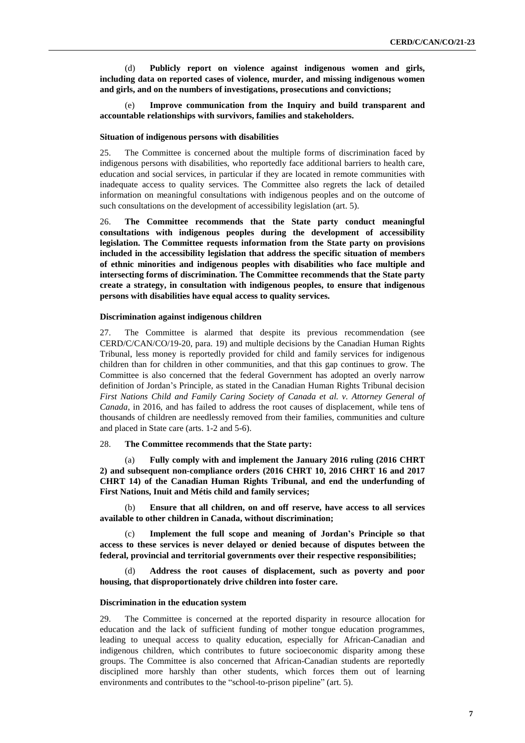(d) **Publicly report on violence against indigenous women and girls, including data on reported cases of violence, murder, and missing indigenous women and girls, and on the numbers of investigations, prosecutions and convictions;**

(e) **Improve communication from the Inquiry and build transparent and accountable relationships with survivors, families and stakeholders.**

### Situation of indigenous persons with disabilities

25. The Committee is concerned about the multiple forms of discrimination faced by indigenous persons with disabilities, who reportedly face additional barriers to health care, education and social services, in particular if they are located in remote communities with inadequate access to quality services. The Committee also regrets the lack of detailed information on meaningful consultations with indigenous peoples and on the outcome of such consultations on the development of accessibility legislation (art. 5).

26. **The Committee recommends that the State party conduct meaningful consultations with indigenous peoples during the development of accessibility legislation. The Committee requests information from the State party on provisions included in the accessibility legislation that address the specific situation of members of ethnic minorities and indigenous peoples with disabilities who face multiple and intersecting forms of discrimination. The Committee recommends that the State party create a strategy, in consultation with indigenous peoples, to ensure that indigenous persons with disabilities have equal access to quality services.**

### Discrimination against indigenous children

27. The Committee is alarmed that despite its previous recommendation (see CERD/C/CAN/CO/19-20, para. 19) and multiple decisions by the Canadian Human Rights Tribunal, less money is reportedly provided for child and family services for indigenous children than for children in other communities, and that this gap continues to grow. The Committee is also concerned that the federal Government has adopted an overly narrow definition of Jordan's Principle, as stated in the Canadian Human Rights Tribunal decision *First Nations Child and Family Caring Society of Canada et al. v. Attorney General of Canada*, in 2016, and has failed to address the root causes of displacement, while tens of thousands of children are needlessly removed from their families, communities and culture and placed in State care (arts. 1-2 and 5-6).

28. **The Committee recommends that the State party:**

(a) **Fully comply with and implement the January 2016 ruling (2016 CHRT 2) and subsequent non-compliance orders (2016 CHRT 10, 2016 CHRT 16 and 2017 CHRT 14) of the Canadian Human Rights Tribunal, and end the underfunding of First Nations, Inuit and Métis child and family services;**

(b) **Ensure that all children, on and off reserve, have access to all services available to other children in Canada, without discrimination;**

(c) **Implement the full scope and meaning of Jordan's Principle so that access to these services is never delayed or denied because of disputes between the federal, provincial and territorial governments over their respective responsibilities;**

(d) **Address the root causes of displacement, such as poverty and poor housing, that disproportionately drive children into foster care.**

### Discrimination in the education system

29. The Committee is concerned at the reported disparity in resource allocation for education and the lack of sufficient funding of mother tongue education programmes, leading to unequal access to quality education, especially for African-Canadian and indigenous children, which contributes to future socioeconomic disparity among these groups. The Committee is also concerned that African-Canadian students are reportedly disciplined more harshly than other students, which forces them out of learning environments and contributes to the "school-to-prison pipeline" (art. 5).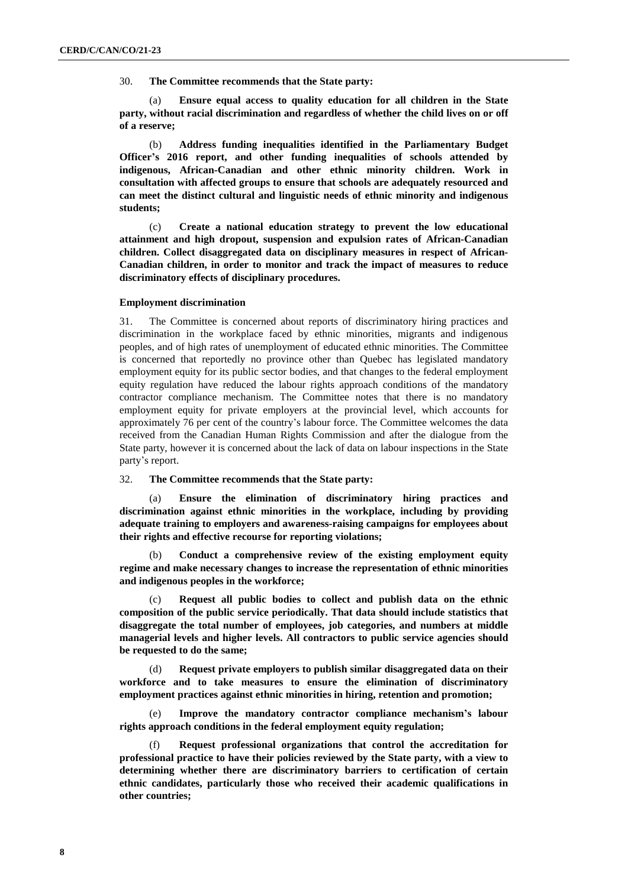30. **The Committee recommends that the State party:**

(a) **Ensure equal access to quality education for all children in the State party, without racial discrimination and regardless of whether the child lives on or off of a reserve;**

(b) **Address funding inequalities identified in the Parliamentary Budget Officer's 2016 report, and other funding inequalities of schools attended by indigenous, African-Canadian and other ethnic minority children. Work in consultation with affected groups to ensure that schools are adequately resourced and can meet the distinct cultural and linguistic needs of ethnic minority and indigenous students;**

(c) **Create a national education strategy to prevent the low educational attainment and high dropout, suspension and expulsion rates of African-Canadian children. Collect disaggregated data on disciplinary measures in respect of African-Canadian children, in order to monitor and track the impact of measures to reduce discriminatory effects of disciplinary procedures.**

### Employment discrimination

31. The Committee is concerned about reports of discriminatory hiring practices and discrimination in the workplace faced by ethnic minorities, migrants and indigenous peoples, and of high rates of unemployment of educated ethnic minorities. The Committee is concerned that reportedly no province other than Quebec has legislated mandatory employment equity for its public sector bodies, and that changes to the federal employment equity regulation have reduced the labour rights approach conditions of the mandatory contractor compliance mechanism. The Committee notes that there is no mandatory employment equity for private employers at the provincial level, which accounts for approximately 76 per cent of the country's labour force. The Committee welcomes the data received from the Canadian Human Rights Commission and after the dialogue from the State party, however it is concerned about the lack of data on labour inspections in the State party's report.

32. **The Committee recommends that the State party:**

(a) **Ensure the elimination of discriminatory hiring practices and discrimination against ethnic minorities in the workplace, including by providing adequate training to employers and awareness-raising campaigns for employees about their rights and effective recourse for reporting violations;**

(b) **Conduct a comprehensive review of the existing employment equity regime and make necessary changes to increase the representation of ethnic minorities and indigenous peoples in the workforce;**

(c) **Request all public bodies to collect and publish data on the ethnic composition of the public service periodically. That data should include statistics that disaggregate the total number of employees, job categories, and numbers at middle managerial levels and higher levels. All contractors to public service agencies should be requested to do the same;**

(d) **Request private employers to publish similar disaggregated data on their workforce and to take measures to ensure the elimination of discriminatory employment practices against ethnic minorities in hiring, retention and promotion;**

(e) **Improve the mandatory contractor compliance mechanism's labour rights approach conditions in the federal employment equity regulation;**

(f) **Request professional organizations that control the accreditation for professional practice to have their policies reviewed by the State party, with a view to determining whether there are discriminatory barriers to certification of certain ethnic candidates, particularly those who received their academic qualifications in other countries;**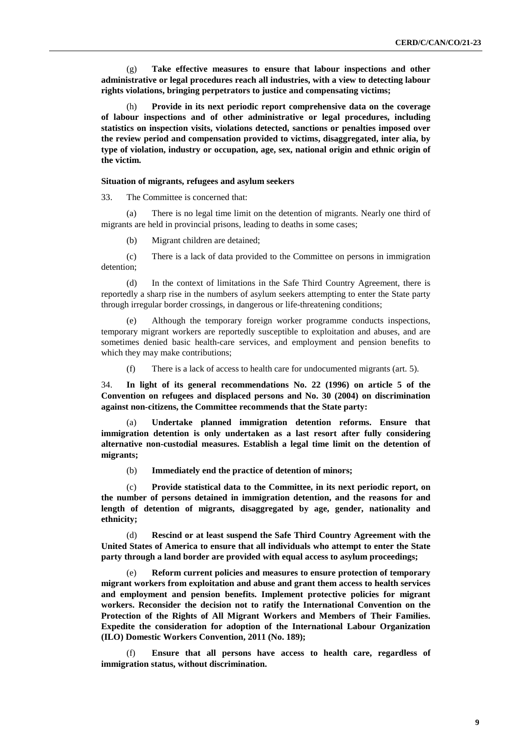(g) **Take effective measures to ensure that labour inspections and other administrative or legal procedures reach all industries, with a view to detecting labour rights violations, bringing perpetrators to justice and compensating victims;**

(h) **Provide in its next periodic report comprehensive data on the coverage of labour inspections and of other administrative or legal procedures, including statistics on inspection visits, violations detected, sanctions or penalties imposed over the review period and compensation provided to victims, disaggregated, inter alia, by type of violation, industry or occupation, age, sex, national origin and ethnic origin of the victim.**

#### Situation of migrants, refugees and asylum seekers

33. The Committee is concerned that:

(a) There is no legal time limit on the detention of migrants. Nearly one third of migrants are held in provincial prisons, leading to deaths in some cases;

(b) Migrant children are detained;

(c) There is a lack of data provided to the Committee on persons in immigration detention;

(d) In the context of limitations in the Safe Third Country Agreement, there is reportedly a sharp rise in the numbers of asylum seekers attempting to enter the State party through irregular border crossings, in dangerous or life-threatening conditions;

(e) Although the temporary foreign worker programme conducts inspections, temporary migrant workers are reportedly susceptible to exploitation and abuses, and are sometimes denied basic health-care services, and employment and pension benefits to which they may make contributions;

(f) There is a lack of access to health care for undocumented migrants (art. 5).

34. **In light of its general recommendations No. 22 (1996) on article 5 of the Convention on refugees and displaced persons and No. 30 (2004) on discrimination against non-citizens, the Committee recommends that the State party:**

(a) **Undertake planned immigration detention reforms. Ensure that immigration detention is only undertaken as a last resort after fully considering alternative non-custodial measures. Establish a legal time limit on the detention of migrants;**

(b) **Immediately end the practice of detention of minors;**

(c) **Provide statistical data to the Committee, in its next periodic report, on the number of persons detained in immigration detention, and the reasons for and length of detention of migrants, disaggregated by age, gender, nationality and ethnicity;**

(d) **Rescind or at least suspend the Safe Third Country Agreement with the United States of America to ensure that all individuals who attempt to enter the State party through a land border are provided with equal access to asylum proceedings;**

(e) **Reform current policies and measures to ensure protection of temporary migrant workers from exploitation and abuse and grant them access to health services and employment and pension benefits. Implement protective policies for migrant workers. Reconsider the decision not to ratify the International Convention on the Protection of the Rights of All Migrant Workers and Members of Their Families. Expedite the consideration for adoption of the International Labour Organization (ILO) Domestic Workers Convention, 2011 (No. 189);**

(f) **Ensure that all persons have access to health care, regardless of immigration status, without discrimination.**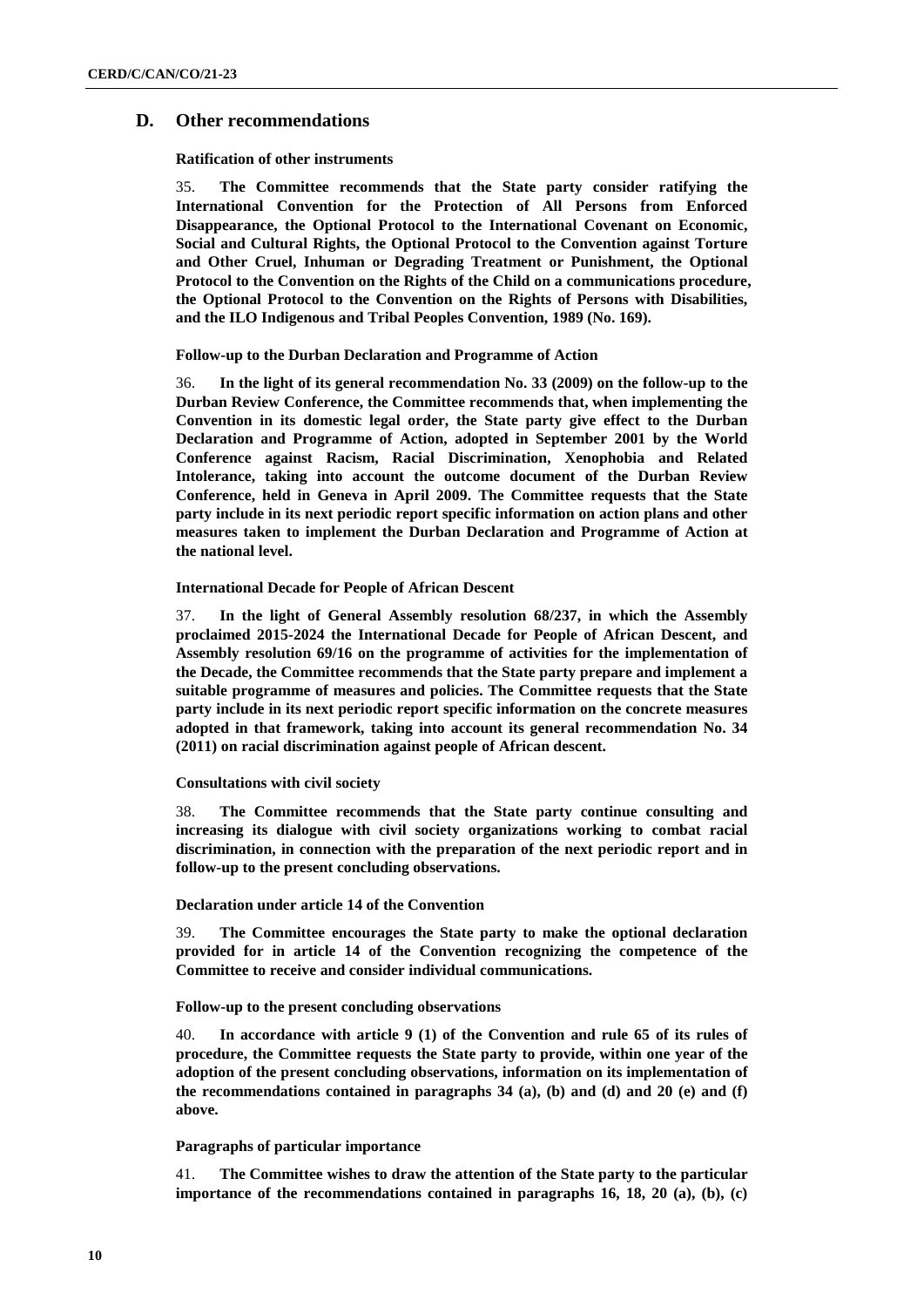## D. Other recommendations

### Ratification of other instruments

35. **The Committee recommends that the State party consider ratifying the International Convention for the Protection of All Persons from Enforced Disappearance, the Optional Protocol to the International Covenant on Economic, Social and Cultural Rights, the Optional Protocol to the Convention against Torture and Other Cruel, Inhuman or Degrading Treatment or Punishment, the Optional Protocol to the Convention on the Rights of the Child on a communications procedure, the Optional Protocol to the Convention on the Rights of Persons with Disabilities, and the ILO Indigenous and Tribal Peoples Convention, 1989 (No. 169).**

### Follow-up to the Durban Declaration and Programme of Action

36. **In the light of its general recommendation No. 33 (2009) on the follow-up to the Durban Review Conference, the Committee recommends that, when implementing the Convention in its domestic legal order, the State party give effect to the Durban Declaration and Programme of Action, adopted in September 2001 by the World Conference against Racism, Racial Discrimination, Xenophobia and Related Intolerance, taking into account the outcome document of the Durban Review Conference, held in Geneva in April 2009. The Committee requests that the State party include in its next periodic report specific information on action plans and other measures taken to implement the Durban Declaration and Programme of Action at the national level.**

### International Decade for People of African Descent

37. **In the light of General Assembly resolution 68/237, in which the Assembly proclaimed 2015-2024 the International Decade for People of African Descent, and Assembly resolution 69/16 on the programme of activities for the implementation of the Decade, the Committee recommends that the State party prepare and implement a suitable programme of measures and policies. The Committee requests that the State party include in its next periodic report specific information on the concrete measures adopted in that framework, taking into account its general recommendation No. 34 (2011) on racial discrimination against people of African descent.**

### Consultations with civil society

38. **The Committee recommends that the State party continue consulting and increasing its dialogue with civil society organizations working to combat racial discrimination, in connection with the preparation of the next periodic report and in follow-up to the present concluding observations.**

### Declaration under article 14 of the Convention

39. **The Committee encourages the State party to make the optional declaration provided for in article 14 of the Convention recognizing the competence of the Committee to receive and consider individual communications.**

### Follow-up to the present concluding observations

40. **In accordance with article 9 (1) of the Convention and rule 65 of its rules of procedure, the Committee requests the State party to provide, within one year of the adoption of the present concluding observations, information on its implementation of the recommendations contained in paragraphs 34 (a), (b) and (d) and 20 (e) and (f) above.**

### Paragraphs of particular importance

41. **The Committee wishes to draw the attention of the State party to the particular importance of the recommendations contained in paragraphs 16, 18, 20 (a), (b), (c)**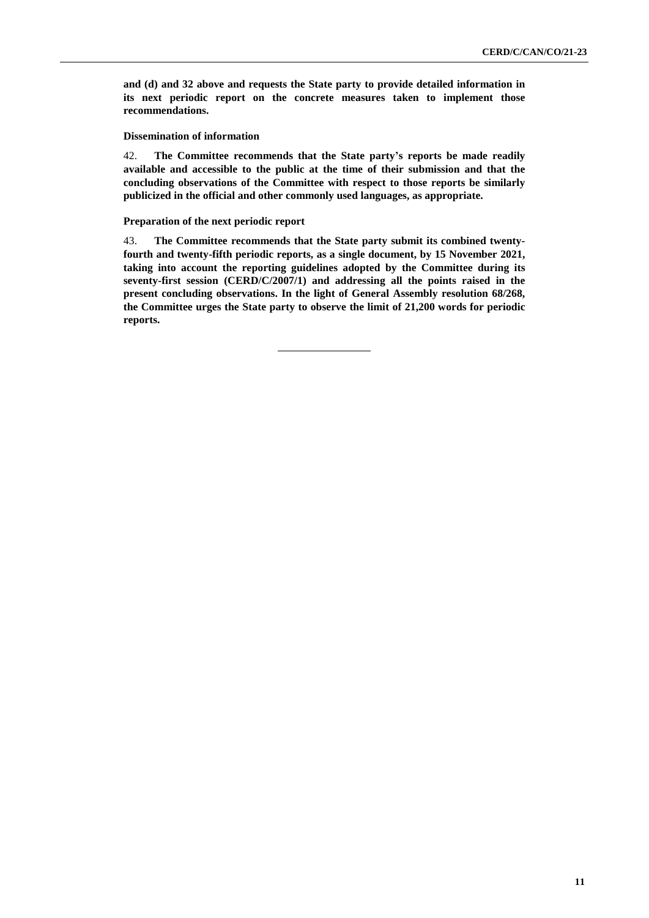**and (d) and 32 above and requests the State party to provide detailed information in its next periodic report on the concrete measures taken to implement those recommendations.**

### Dissemination of information

42. **The Committee recommends that the State party's reports be made readily available and accessible to the public at the time of their submission and that the concluding observations of the Committee with respect to those reports be similarly publicized in the official and other commonly used languages, as appropriate.**

### Preparation of the next periodic report

43. **The Committee recommends that the State party submit its combined twenty-fourth and twenty-fifth periodic reports, as a single document, by 15 November 2021, taking into account the reporting guidelines adopted by the Committee during its seventy-first session (CERD/C/2007/1) and addressing all the points raised in the present concluding observations. In the light of General Assembly resolution 68/268, the Committee urges the State party to observe the limit of 21,200 words for periodic reports.**